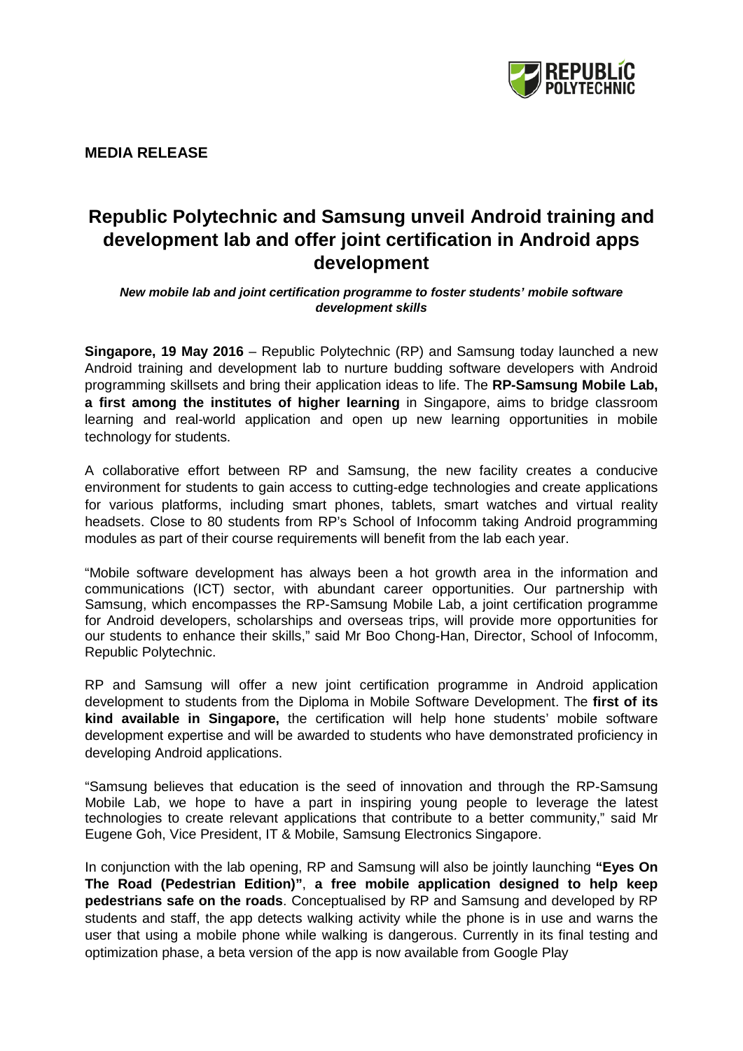**MEDIA RELEASE**

# Republic Polytechnic and Samsung unveil Android training and development lab and offer joint certification in Android apps development

***New mobile lab and joint certification programme to foster students' mobile software development skills***

**Singapore, 19 May 2016** – Republic Polytechnic (RP) and Samsung today launched a new Android training and development lab to nurture budding software developers with Android programming skillsets and bring their application ideas to life. The **RP-Samsung Mobile Lab, a first among the institutes of higher learning** in Singapore, aims to bridge classroom learning and real-world application and open up new learning opportunities in mobile technology for students.

A collaborative effort between RP and Samsung, the new facility creates a conducive environment for students to gain access to cutting-edge technologies and create applications for various platforms, including smart phones, tablets, smart watches and virtual reality headsets. Close to 80 students from RP's School of Infocomm taking Android programming modules as part of their course requirements will benefit from the lab each year.

"Mobile software development has always been a hot growth area in the information and communications (ICT) sector, with abundant career opportunities. Our partnership with Samsung, which encompasses the RP-Samsung Mobile Lab, a joint certification programme for Android developers, scholarships and overseas trips, will provide more opportunities for our students to enhance their skills," said Mr Boo Chong-Han, Director, School of Infocomm, Republic Polytechnic.

RP and Samsung will offer a new joint certification programme in Android application development to students from the Diploma in Mobile Software Development. The **first of its kind available in Singapore,** the certification will help hone students' mobile software development expertise and will be awarded to students who have demonstrated proficiency in developing Android applications.

"Samsung believes that education is the seed of innovation and through the RP-Samsung Mobile Lab, we hope to have a part in inspiring young people to leverage the latest technologies to create relevant applications that contribute to a better community," said Mr Eugene Goh, Vice President, IT & Mobile, Samsung Electronics Singapore.

In conjunction with the lab opening, RP and Samsung will also be jointly launching **"Eyes On The Road (Pedestrian Edition)"**, **a free mobile application designed to help keep pedestrians safe on the roads**. Conceptualised by RP and Samsung and developed by RP students and staff, the app detects walking activity while the phone is in use and warns the user that using a mobile phone while walking is dangerous. Currently in its final testing and optimization phase, a beta version of the app is now available from Google Play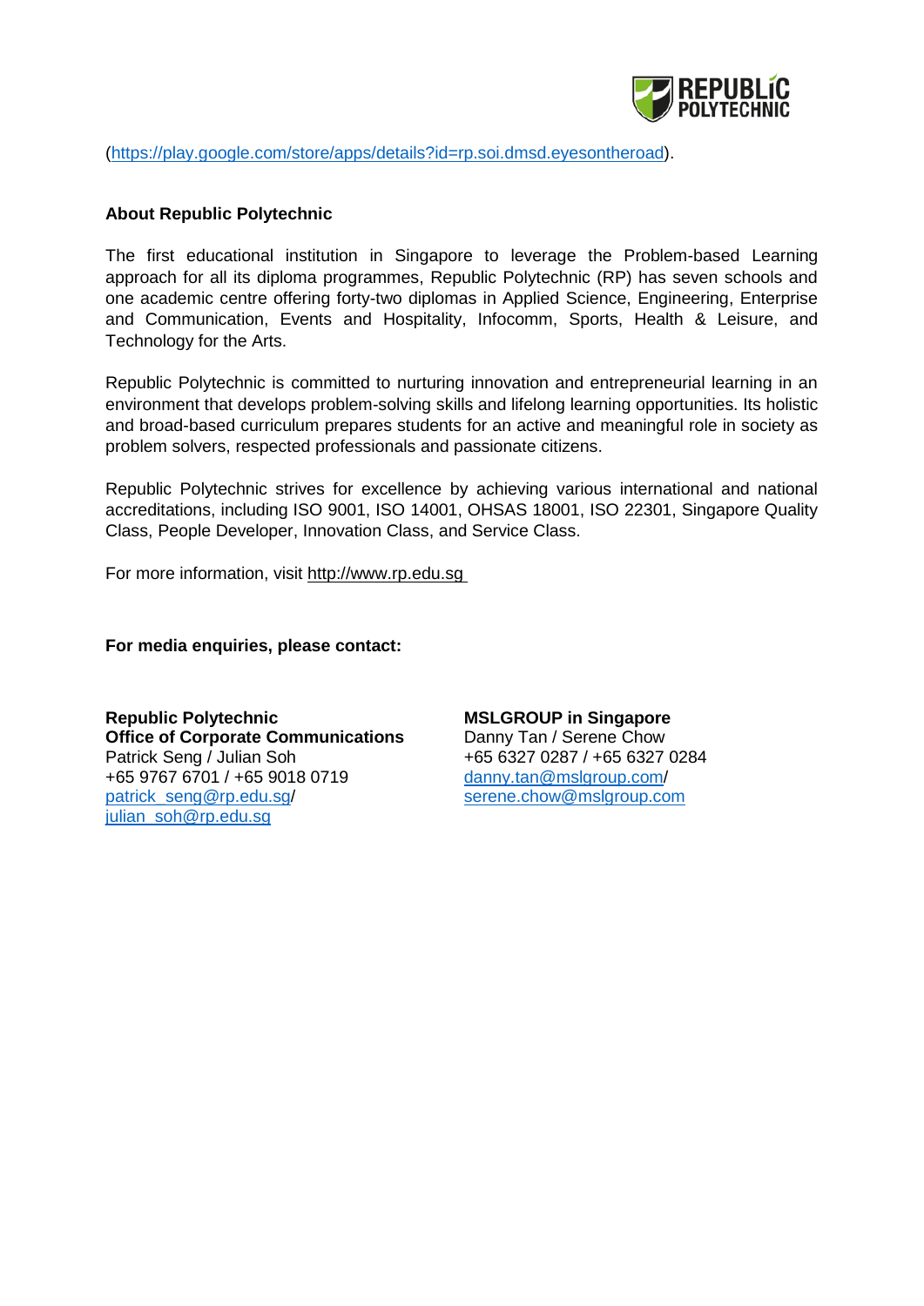(https://play.google.com/store/apps/details?id=rp.soi.dmsd.eyesontheroad).

**About Republic Polytechnic**

The first educational institution in Singapore to leverage the Problem-based Learning approach for all its diploma programmes, Republic Polytechnic (RP) has seven schools and one academic centre offering forty-two diplomas in Applied Science, Engineering, Enterprise and Communication, Events and Hospitality, Infocomm, Sports, Health & Leisure, and Technology for the Arts.

Republic Polytechnic is committed to nurturing innovation and entrepreneurial learning in an environment that develops problem-solving skills and lifelong learning opportunities. Its holistic and broad-based curriculum prepares students for an active and meaningful role in society as problem solvers, respected professionals and passionate citizens.

Republic Polytechnic strives for excellence by achieving various international and national accreditations, including ISO 9001, ISO 14001, OHSAS 18001, ISO 22301, Singapore Quality Class, People Developer, Innovation Class, and Service Class.

For more information, visit http://www.rp.edu.sg

**For media enquiries, please contact:**

**Republic Polytechnic**
**Office of Corporate Communications**
Patrick Seng / Julian Soh
+65 9767 6701 / +65 9018 0719
patrick_seng@rp.edu.sg/
julian_soh@rp.edu.sg

**MSLGROUP in Singapore**
Danny Tan / Serene Chow
+65 6327 0287 / +65 6327 0284
danny.tan@mslgroup.com/
serene.chow@mslgroup.com